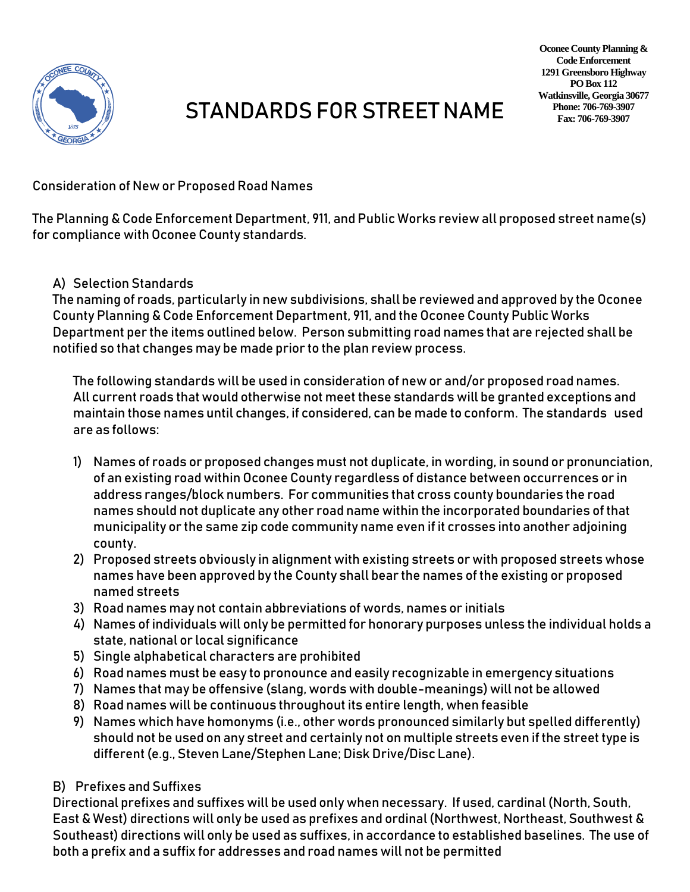Oconee County Planning &
Code Enforcement
1291 Greensboro Highway
PO Box 112
Watkinsville, Georgia 30677
Phone: 706-769-3907
Fax: 706-769-3907

# STANDARDS FOR STREET NAME

Consideration of New or Proposed Road Names

The Planning & Code Enforcement Department, 911, and Public Works review all proposed street name(s) for compliance with Oconee County standards.

A) Selection Standards

The naming of roads, particularly in new subdivisions, shall be reviewed and approved by the Oconee County Planning & Code Enforcement Department, 911, and the Oconee County Public Works Department per the items outlined below. Person submitting road names that are rejected shall be notified so that changes may be made prior to the plan review process.

The following standards will be used in consideration of new or and/or proposed road names. All current roads that would otherwise not meet these standards will be granted exceptions and maintain those names until changes, if considered, can be made to conform. The standards used are as follows:

1) Names of roads or proposed changes must not duplicate, in wording, in sound or pronunciation, of an existing road within Oconee County regardless of distance between occurrences or in address ranges/block numbers. For communities that cross county boundaries the road names should not duplicate any other road name within the incorporated boundaries of that municipality or the same zip code community name even if it crosses into another adjoining county.
2) Proposed streets obviously in alignment with existing streets or with proposed streets whose names have been approved by the County shall bear the names of the existing or proposed named streets
3) Road names may not contain abbreviations of words, names or initials
4) Names of individuals will only be permitted for honorary purposes unless the individual holds a state, national or local significance
5) Single alphabetical characters are prohibited
6) Road names must be easy to pronounce and easily recognizable in emergency situations
7) Names that may be offensive (slang, words with double-meanings) will not be allowed
8) Road names will be continuous throughout its entire length, when feasible
9) Names which have homonyms (i.e., other words pronounced similarly but spelled differently) should not be used on any street and certainly not on multiple streets even if the street type is different (e.g., Steven Lane/Stephen Lane; Disk Drive/Disc Lane).

B) Prefixes and Suffixes

Directional prefixes and suffixes will be used only when necessary. If used, cardinal (North, South, East & West) directions will only be used as prefixes and ordinal (Northwest, Northeast, Southwest & Southeast) directions will only be used as suffixes, in accordance to established baselines. The use of both a prefix and a suffix for addresses and road names will not be permitted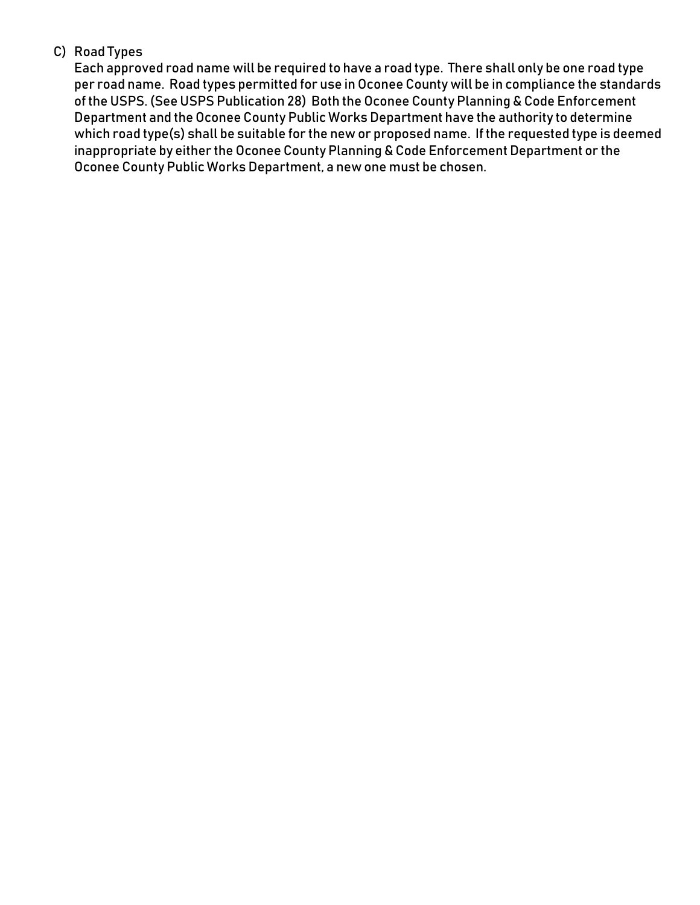C) Road Types

Each approved road name will be required to have a road type. There shall only be one road type per road name. Road types permitted for use in Oconee County will be in compliance the standards of the USPS. (See USPS Publication 28) Both the Oconee County Planning & Code Enforcement Department and the Oconee County Public Works Department have the authority to determine which road type(s) shall be suitable for the new or proposed name. If the requested type is deemed inappropriate by either the Oconee County Planning & Code Enforcement Department or the Oconee County Public Works Department, a new one must be chosen.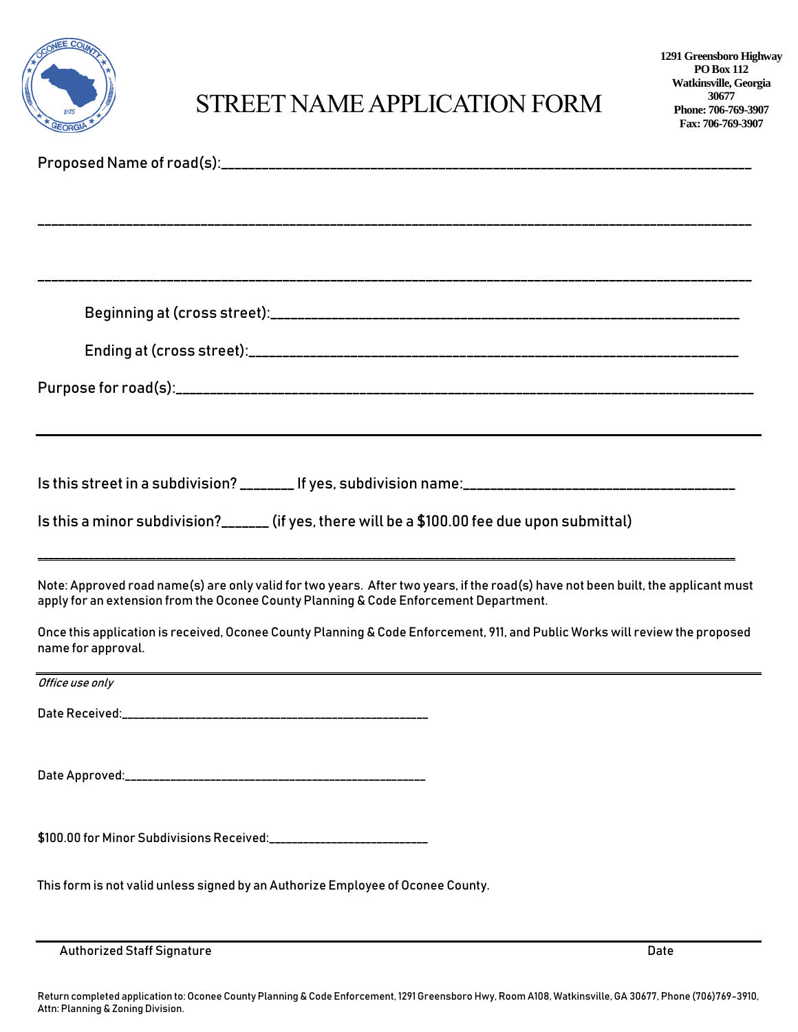1291 Greensboro Highway
PO Box 112
Watkinsville, Georgia
30677
Phone: 706-769-3907
Fax: 706-769-3907

# STREET NAME APPLICATION FORM

Proposed Name of road(s):___________________________________________________________________________

_____________________________________________________________________________________________

_____________________________________________________________________________________________

Beginning at (cross street):_________________________________________________________________

Ending at (cross street):___________________________________________________________________

Purpose for road(s):______________________________________________________________________________

---

Is this street in a subdivision? _______ If yes, subdivision name:____________________________________

Is this a minor subdivision?______ (if yes, there will be a $100.00 fee due upon submittal)

_____________________________________________________________________________________________

Note: Approved road name(s) are only valid for two years. After two years, if the road(s) have not been built, the applicant must apply for an extension from the Oconee County Planning & Code Enforcement Department.

Once this application is received, Oconee County Planning & Code Enforcement, 911, and Public Works will review the proposed name for approval.

---

*Office use only*

Date Received:___________________________________________________

Date Approved:__________________________________________________

$100.00 for Minor Subdivisions Received:__________________________

This form is not valid unless signed by an Authorize Employee of Oconee County.

_____________________________________________________________________________________________

Authorized Staff Signature                                                                                                                                                            Date

Return completed application to: Oconee County Planning & Code Enforcement, 1291 Greensboro Hwy, Room A108, Watkinsville, GA 30677, Phone (706)769-3910, Attn: Planning & Zoning Division.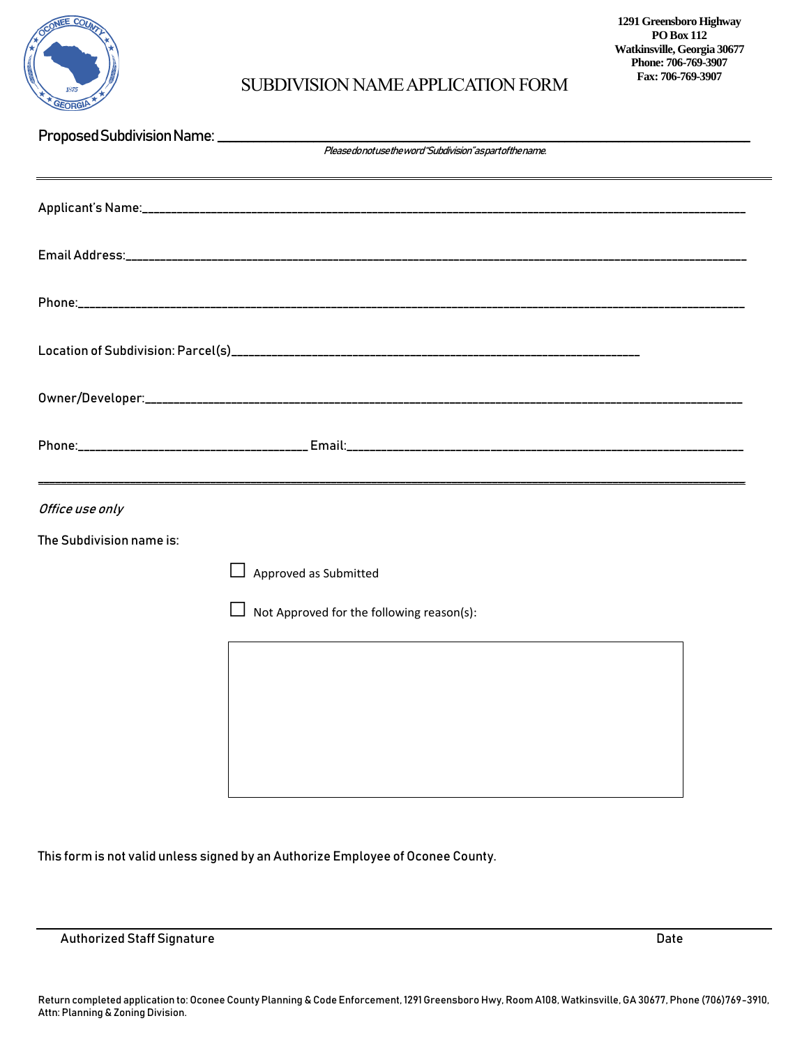1291 Greensboro Highway
PO Box 112
Watkinsville, Georgia 30677
Phone: 706-769-3907
Fax: 706-769-3907

# SUBDIVISION NAME APPLICATION FORM

Proposed Subdivision Name: ___________________________________________

*Please do not use the word "Subdivision" as part of the name.*

---

Applicant's Name: ___________________________________________

Email Address: ___________________________________________

Phone: ___________________________________________

Location of Subdivision: Parcel(s) ___________________________________________

Owner/Developer: ___________________________________________

Phone: ____________________ Email: ___________________________________________

---

*Office use only*

The Subdivision name is:

☐ Approved as Submitted

☐ Not Approved for the following reason(s):

This form is not valid unless signed by an Authorize Employee of Oconee County.

Authorized Staff Signature ______________________ Date ______________

Return completed application to: Oconee County Planning & Code Enforcement, 1291 Greensboro Hwy, Room A108, Watkinsville, GA 30677, Phone (706)769-3910, Attn: Planning & Zoning Division.